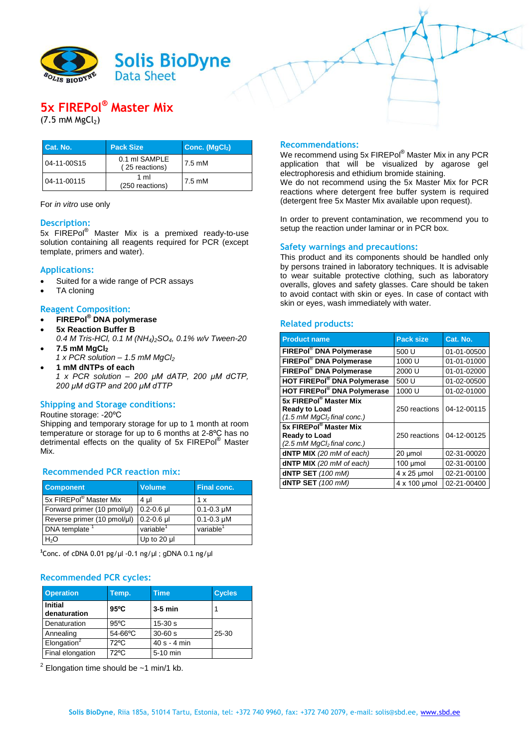# Solis BioDyne

Data Sheet

# 5x FIREPol® Master Mix

(7.5 mM $MgCl_2$)

| Cat. No. | Pack Size | Conc. ($MgCl_2$) |
|---|---|---|
| 04-11-00S15 | 0.1 ml SAMPLE (25 reactions) | 7.5 mM |
| 04-11-00115 | 1 ml (250 reactions) | 7.5 mM |

For *in vitro* use only

## Description:

5x FIREPol® Master Mix is a premixed ready-to-use solution containing all reagents required for PCR (except template, primers and water).

## Applications:

- Suited for a wide range of PCR assays
- TA cloning

## Reagent Composition:

- **FIREPol® DNA polymerase**
- **5x Reaction Buffer B**
  *0.4 M Tris-HCl, 0.1 M $(NH_4)_2SO_4$, 0.1% w/v Tween-20*
- **7.5 mM $MgCl_2$**
  *1 x PCR solution – 1.5 mM $MgCl_2$*
- **1 mM dNTPs of each**
  *1 x PCR solution – 200 µM dATP, 200 µM dCTP, 200 µM dGTP and 200 µM dTTP*

## Shipping and Storage conditions:

Routine storage: -20ºC

Shipping and temporary storage for up to 1 month at room temperature or storage for up to 6 months at 2-8ºC has no detrimental effects on the quality of 5x FIREPol® Master Mix.

## Recommended PCR reaction mix:

| Component | Volume | Final conc. |
|---|---|---|
| 5x FIREPol® Master Mix | 4 µl | 1 x |
| Forward primer (10 pmol/µl) | 0.2-0.6 µl | 0.1-0.3 µM |
| Reverse primer (10 pmol/µl) | 0.2-0.6 µl | 0.1-0.3 µM |
| DNA template [1] | variable[1] | variable[1] |
| $H_2O$ | Up to 20 µl | |

[1]Conc. of cDNA 0.01 pg/µl -0.1 ng/µl ; gDNA 0.1 ng/µl

## Recommended PCR cycles:

| Operation | Temp. | Time | Cycles |
|---|---|---|---|
| **Initial denaturation** | **95ºC** | **3-5 min** | 1 |
| Denaturation | 95ºC | 15-30 s | 25-30 |
| Annealing | 54-66ºC | 30-60 s | |
| Elongation[2] | 72ºC | 40 s - 4 min | |
| Final elongation | 72ºC | 5-10 min | |

[2] Elongation time should be ~1 min/1 kb.

## Recommendations:

We recommend using 5x FIREPol® Master Mix in any PCR application that will be visualized by agarose gel electrophoresis and ethidium bromide staining.

We do not recommend using the 5x Master Mix for PCR reactions where detergent free buffer system is required (detergent free 5x Master Mix available upon request).

In order to prevent contamination, we recommend you to setup the reaction under laminar or in PCR box.

## Safety warnings and precautions:

This product and its components should be handled only by persons trained in laboratory techniques. It is advisable to wear suitable protective clothing, such as laboratory overalls, gloves and safety glasses. Care should be taken to avoid contact with skin or eyes. In case of contact with skin or eyes, wash immediately with water.

## Related products:

| Product name | Pack size | Cat. No. |
|---|---|---|
| **FIREPol® DNA Polymerase** | 500 U | 01-01-00500 |
| **FIREPol® DNA Polymerase** | 1000 U | 01-01-01000 |
| **FIREPol® DNA Polymerase** | 2000 U | 01-01-02000 |
| **HOT FIREPol® DNA Polymerase** | 500 U | 01-02-00500 |
| **HOT FIREPol® DNA Polymerase** | 1000 U | 01-02-01000 |
| **5x FIREPol® Master Mix Ready to Load** *(1.5 mM $MgCl_2$ final conc.)* | 250 reactions | 04-12-00115 |
| **5x FIREPol® Master Mix Ready to Load** *(2.5 mM $MgCl_2$ final conc.)* | 250 reactions | 04-12-00125 |
| **dNTP MIX** *(20 mM of each)* | 20 µmol | 02-31-00020 |
| **dNTP MIX** *(20 mM of each)* | 100 µmol | 02-31-00100 |
| **dNTP SET** *(100 mM)* | 4 x 25 µmol | 02-21-00100 |
| **dNTP SET** *(100 mM)* | 4 x 100 µmol | 02-21-00400 |

**Solis BioDyne**, Riia 185a, 51014 Tartu, Estonia, tel: +372 740 9960, fax: +372 740 2079, e-mail: solis@sbd.ee, www.sbd.ee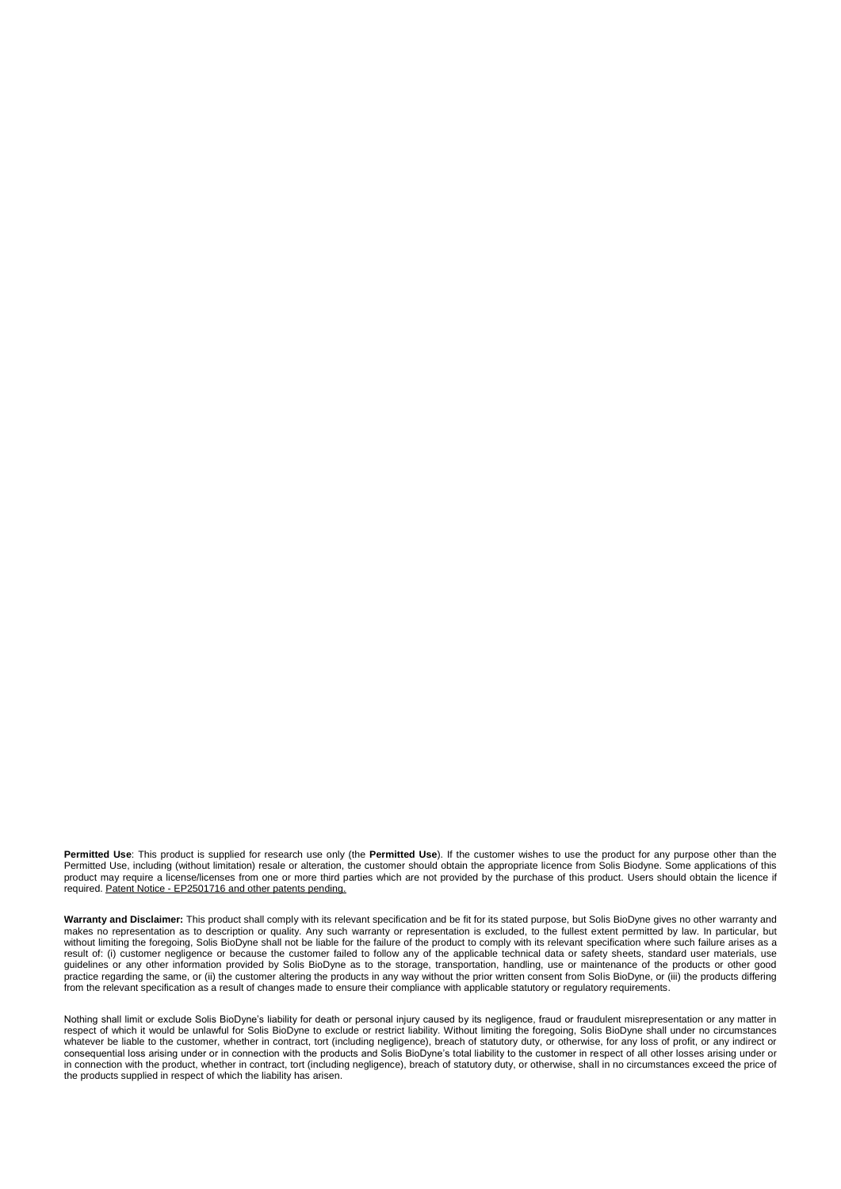**Permitted Use**: This product is supplied for research use only (the **Permitted Use**). If the customer wishes to use the product for any purpose other than the Permitted Use, including (without limitation) resale or alteration, the customer should obtain the appropriate licence from Solis Biodyne. Some applications of this product may require a license/licenses from one or more third parties which are not provided by the purchase of this product. Users should obtain the licence if required. Patent Notice - EP2501716 and other patents pending.

**Warranty and Disclaimer:** This product shall comply with its relevant specification and be fit for its stated purpose, but Solis BioDyne gives no other warranty and makes no representation as to description or quality. Any such warranty or representation is excluded, to the fullest extent permitted by law. In particular, but without limiting the foregoing, Solis BioDyne shall not be liable for the failure of the product to comply with its relevant specification where such failure arises as a result of: (i) customer negligence or because the customer failed to follow any of the applicable technical data or safety sheets, standard user materials, use guidelines or any other information provided by Solis BioDyne as to the storage, transportation, handling, use or maintenance of the products or other good practice regarding the same, or (ii) the customer altering the products in any way without the prior written consent from Solis BioDyne, or (iii) the products differing from the relevant specification as a result of changes made to ensure their compliance with applicable statutory or regulatory requirements.

Nothing shall limit or exclude Solis BioDyne's liability for death or personal injury caused by its negligence, fraud or fraudulent misrepresentation or any matter in respect of which it would be unlawful for Solis BioDyne to exclude or restrict liability. Without limiting the foregoing, Solis BioDyne shall under no circumstances whatever be liable to the customer, whether in contract, tort (including negligence), breach of statutory duty, or otherwise, for any loss of profit, or any indirect or consequential loss arising under or in connection with the products and Solis BioDyne's total liability to the customer in respect of all other losses arising under or in connection with the product, whether in contract, tort (including negligence), breach of statutory duty, or otherwise, shall in no circumstances exceed the price of the products supplied in respect of which the liability has arisen.